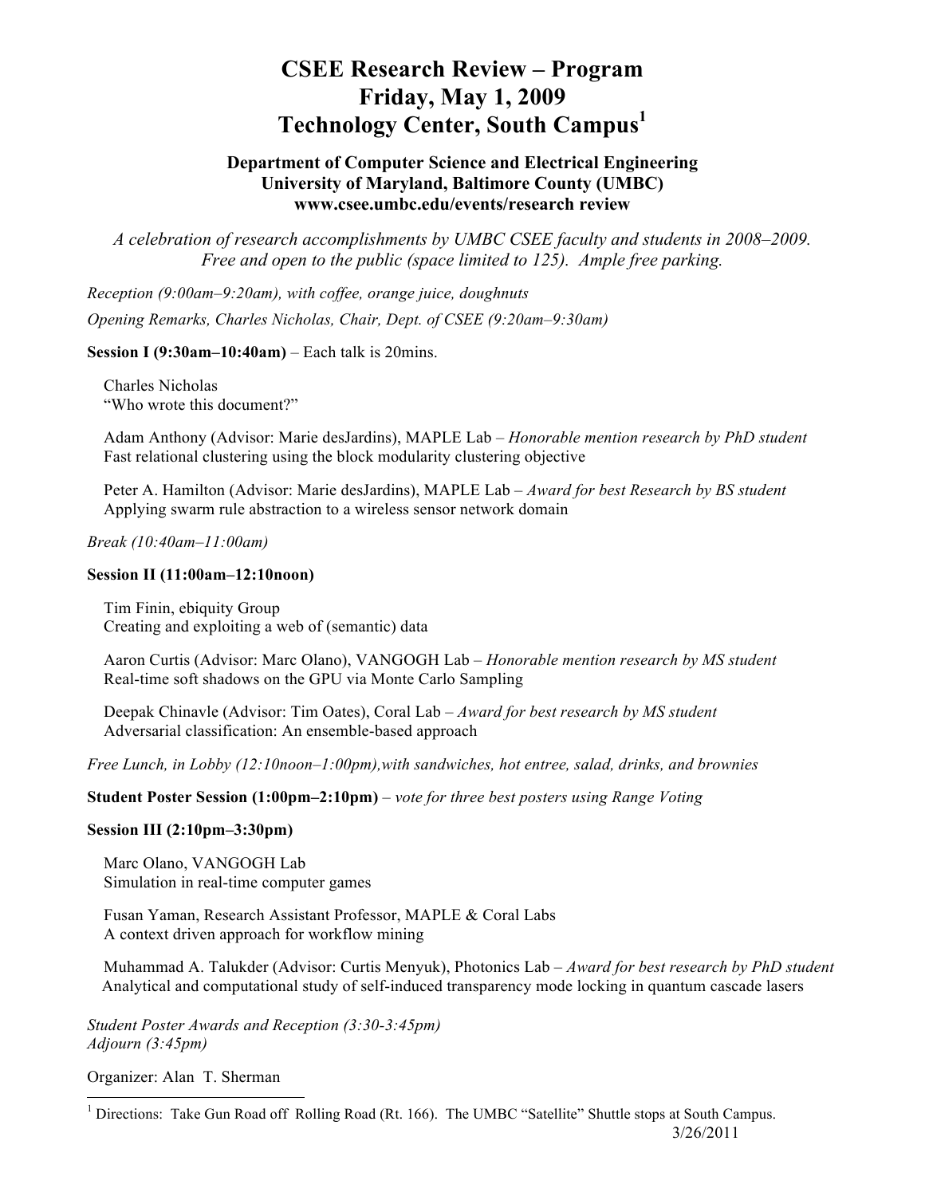# CSEE Research Review – Program
# Friday, May 1, 2009
# Technology Center, South Campus[1]

**Department of Computer Science and Electrical Engineering**
**University of Maryland, Baltimore County (UMBC)**
**www.csee.umbc.edu/events/research review**

*A celebration of research accomplishments by UMBC CSEE faculty and students in 2008–2009.*
*Free and open to the public (space limited to 125). Ample free parking.*

*Reception (9:00am–9:20am), with coffee, orange juice, doughnuts*

*Opening Remarks, Charles Nicholas, Chair, Dept. of CSEE (9:20am–9:30am)*

**Session I (9:30am–10:40am)** – Each talk is 20mins.

Charles Nicholas
"Who wrote this document?"

Adam Anthony (Advisor: Marie desJardins), MAPLE Lab – *Honorable mention research by PhD student*
Fast relational clustering using the block modularity clustering objective

Peter A. Hamilton (Advisor: Marie desJardins), MAPLE Lab – *Award for best Research by BS student*
Applying swarm rule abstraction to a wireless sensor network domain

*Break (10:40am–11:00am)*

**Session II (11:00am–12:10noon)**

Tim Finin, ebiquity Group
Creating and exploiting a web of (semantic) data

Aaron Curtis (Advisor: Marc Olano), VANGOGH Lab – *Honorable mention research by MS student*
Real-time soft shadows on the GPU via Monte Carlo Sampling

Deepak Chinavle (Advisor: Tim Oates), Coral Lab – *Award for best research by MS student*
Adversarial classification: An ensemble-based approach

*Free Lunch, in Lobby (12:10noon–1:00pm),with sandwiches, hot entree, salad, drinks, and brownies*

**Student Poster Session (1:00pm–2:10pm)** – *vote for three best posters using Range Voting*

**Session III (2:10pm–3:30pm)**

Marc Olano, VANGOGH Lab
Simulation in real-time computer games

Fusan Yaman, Research Assistant Professor, MAPLE & Coral Labs
A context driven approach for workflow mining

Muhammad A. Talukder (Advisor: Curtis Menyuk), Photonics Lab – *Award for best research by PhD student*
Analytical and computational study of self-induced transparency mode locking in quantum cascade lasers

*Student Poster Awards and Reception (3:30-3:45pm)*
*Adjourn (3:45pm)*

Organizer: Alan T. Sherman

---

[1] Directions: Take Gun Road off Rolling Road (Rt. 166). The UMBC "Satellite" Shuttle stops at South Campus.

3/26/2011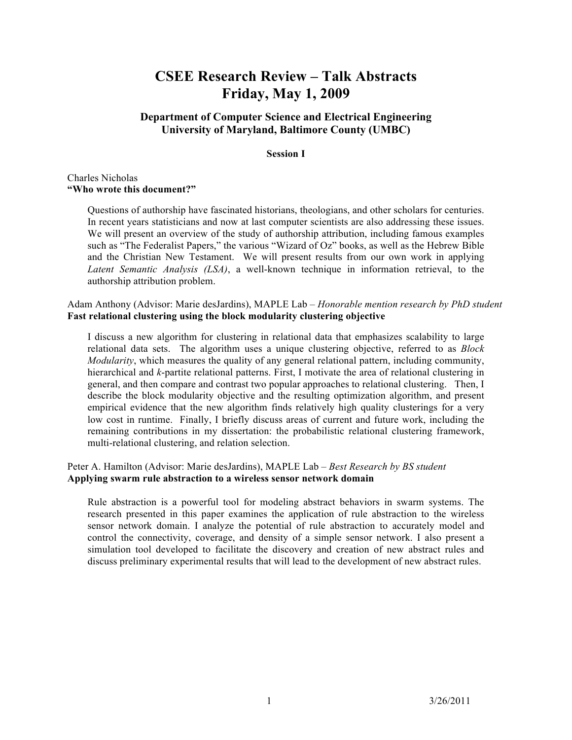# CSEE Research Review – Talk Abstracts
# Friday, May 1, 2009

### Department of Computer Science and Electrical Engineering
### University of Maryland, Baltimore County (UMBC)

**Session I**

Charles Nicholas
**"Who wrote this document?"**

Questions of authorship have fascinated historians, theologians, and other scholars for centuries. In recent years statisticians and now at last computer scientists are also addressing these issues. We will present an overview of the study of authorship attribution, including famous examples such as "The Federalist Papers," the various "Wizard of Oz" books, as well as the Hebrew Bible and the Christian New Testament. We will present results from our own work in applying *Latent Semantic Analysis (LSA)*, a well-known technique in information retrieval, to the authorship attribution problem.

Adam Anthony (Advisor: Marie desJardins), MAPLE Lab – *Honorable mention research by PhD student*
**Fast relational clustering using the block modularity clustering objective**

I discuss a new algorithm for clustering in relational data that emphasizes scalability to large relational data sets. The algorithm uses a unique clustering objective, referred to as *Block Modularity*, which measures the quality of any general relational pattern, including community, hierarchical and *k*-partite relational patterns. First, I motivate the area of relational clustering in general, and then compare and contrast two popular approaches to relational clustering. Then, I describe the block modularity objective and the resulting optimization algorithm, and present empirical evidence that the new algorithm finds relatively high quality clusterings for a very low cost in runtime. Finally, I briefly discuss areas of current and future work, including the remaining contributions in my dissertation: the probabilistic relational clustering framework, multi-relational clustering, and relation selection.

Peter A. Hamilton (Advisor: Marie desJardins), MAPLE Lab – *Best Research by BS student*
**Applying swarm rule abstraction to a wireless sensor network domain**

Rule abstraction is a powerful tool for modeling abstract behaviors in swarm systems. The research presented in this paper examines the application of rule abstraction to the wireless sensor network domain. I analyze the potential of rule abstraction to accurately model and control the connectivity, coverage, and density of a simple sensor network. I also present a simulation tool developed to facilitate the discovery and creation of new abstract rules and discuss preliminary experimental results that will lead to the development of new abstract rules.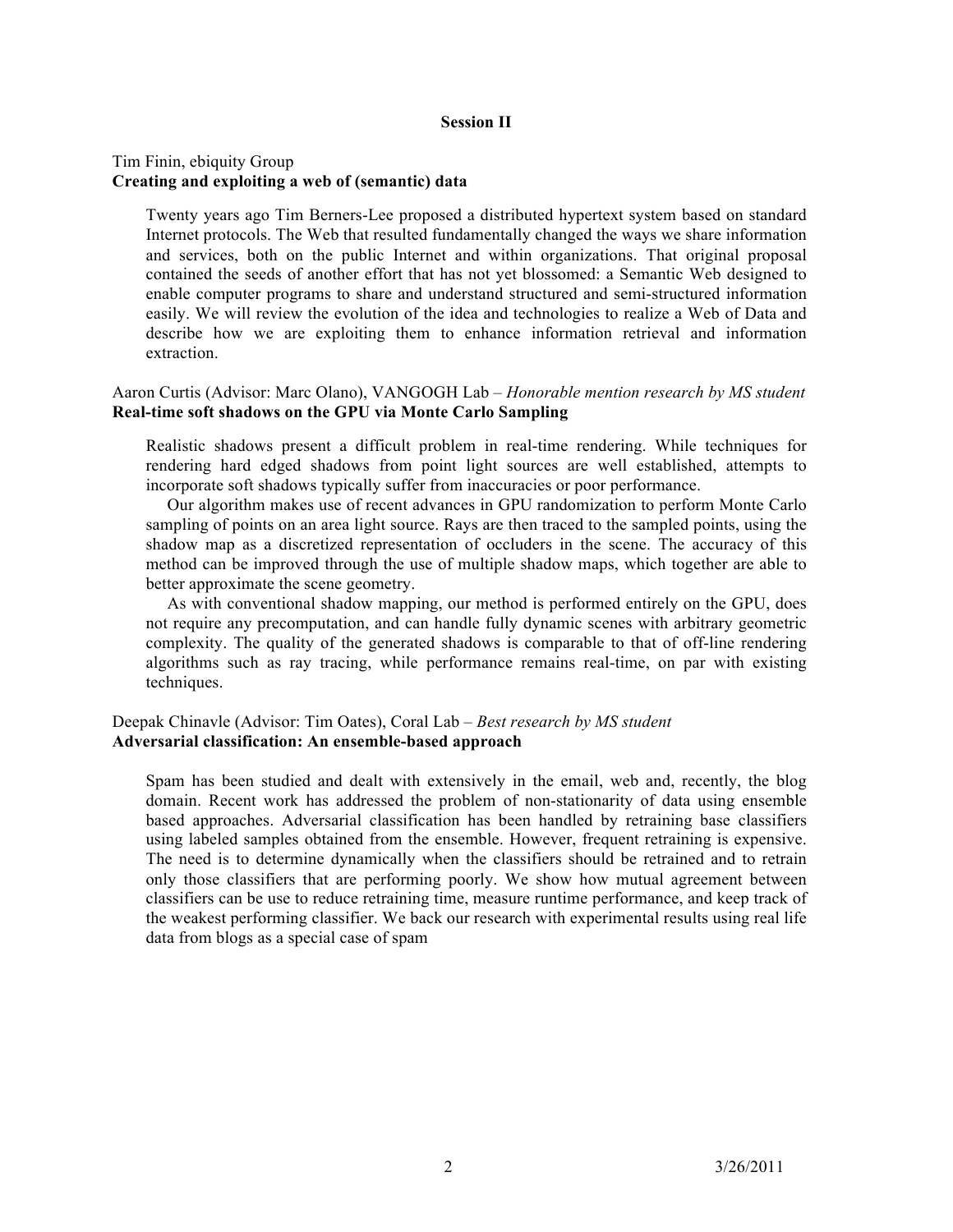## Session II

Tim Finin, ebiquity Group
**Creating and exploiting a web of (semantic) data**

Twenty years ago Tim Berners-Lee proposed a distributed hypertext system based on standard Internet protocols. The Web that resulted fundamentally changed the ways we share information and services, both on the public Internet and within organizations. That original proposal contained the seeds of another effort that has not yet blossomed: a Semantic Web designed to enable computer programs to share and understand structured and semi-structured information easily. We will review the evolution of the idea and technologies to realize a Web of Data and describe how we are exploiting them to enhance information retrieval and information extraction.

Aaron Curtis (Advisor: Marc Olano), VANGOGH Lab – *Honorable mention research by MS student*
**Real-time soft shadows on the GPU via Monte Carlo Sampling**

Realistic shadows present a difficult problem in real-time rendering. While techniques for rendering hard edged shadows from point light sources are well established, attempts to incorporate soft shadows typically suffer from inaccuracies or poor performance.

Our algorithm makes use of recent advances in GPU randomization to perform Monte Carlo sampling of points on an area light source. Rays are then traced to the sampled points, using the shadow map as a discretized representation of occluders in the scene. The accuracy of this method can be improved through the use of multiple shadow maps, which together are able to better approximate the scene geometry.

As with conventional shadow mapping, our method is performed entirely on the GPU, does not require any precomputation, and can handle fully dynamic scenes with arbitrary geometric complexity. The quality of the generated shadows is comparable to that of off-line rendering algorithms such as ray tracing, while performance remains real-time, on par with existing techniques.

Deepak Chinavle (Advisor: Tim Oates), Coral Lab – *Best research by MS student*
**Adversarial classification: An ensemble-based approach**

Spam has been studied and dealt with extensively in the email, web and, recently, the blog domain. Recent work has addressed the problem of non-stationarity of data using ensemble based approaches. Adversarial classification has been handled by retraining base classifiers using labeled samples obtained from the ensemble. However, frequent retraining is expensive. The need is to determine dynamically when the classifiers should be retrained and to retrain only those classifiers that are performing poorly. We show how mutual agreement between classifiers can be use to reduce retraining time, measure runtime performance, and keep track of the weakest performing classifier. We back our research with experimental results using real life data from blogs as a special case of spam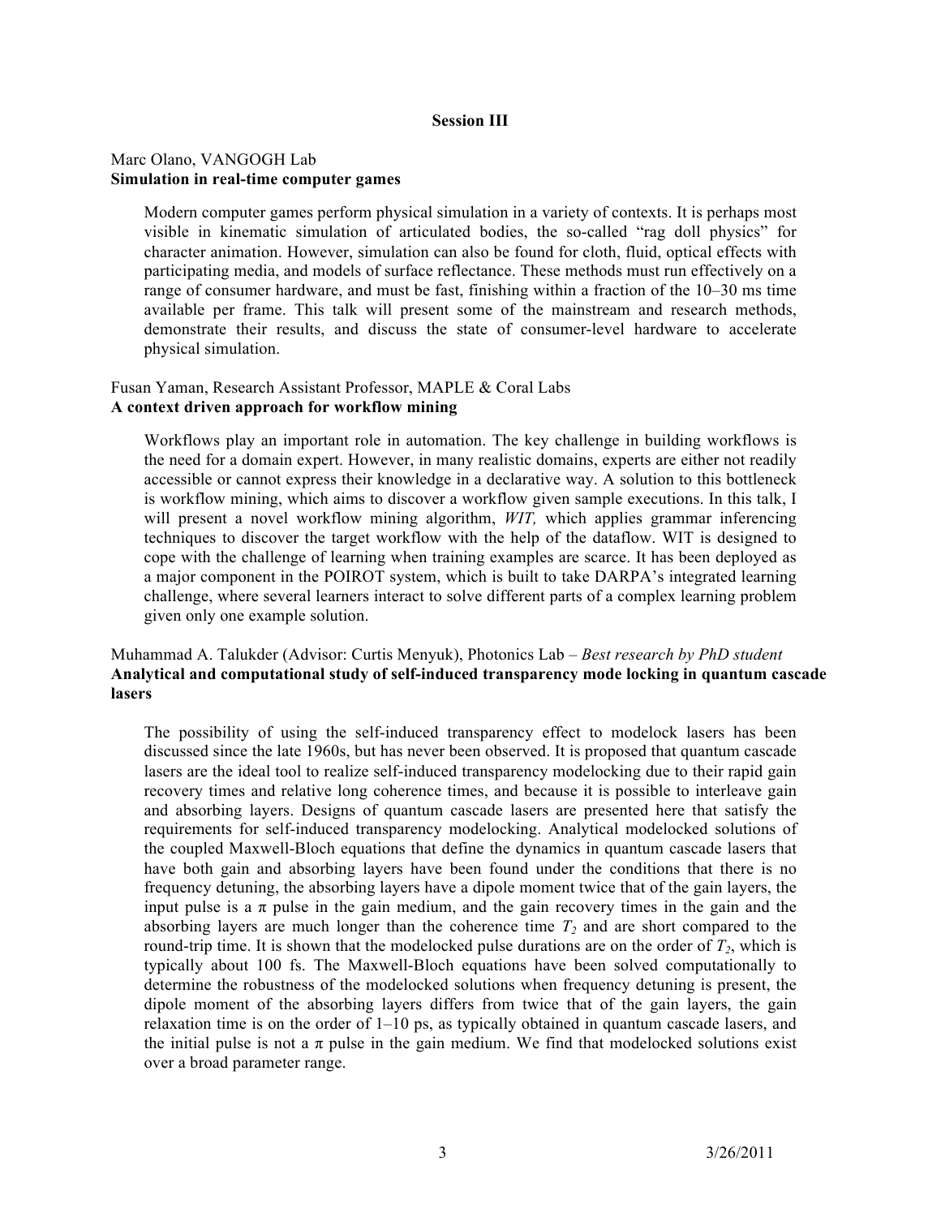## Session III

Marc Olano, VANGOGH Lab
**Simulation in real-time computer games**

Modern computer games perform physical simulation in a variety of contexts. It is perhaps most visible in kinematic simulation of articulated bodies, the so-called "rag doll physics" for character animation. However, simulation can also be found for cloth, fluid, optical effects with participating media, and models of surface reflectance. These methods must run effectively on a range of consumer hardware, and must be fast, finishing within a fraction of the 10–30 ms time available per frame. This talk will present some of the mainstream and research methods, demonstrate their results, and discuss the state of consumer-level hardware to accelerate physical simulation.

Fusan Yaman, Research Assistant Professor, MAPLE & Coral Labs
**A context driven approach for workflow mining**

Workflows play an important role in automation. The key challenge in building workflows is the need for a domain expert. However, in many realistic domains, experts are either not readily accessible or cannot express their knowledge in a declarative way. A solution to this bottleneck is workflow mining, which aims to discover a workflow given sample executions. In this talk, I will present a novel workflow mining algorithm, *WIT,* which applies grammar inferencing techniques to discover the target workflow with the help of the dataflow. WIT is designed to cope with the challenge of learning when training examples are scarce. It has been deployed as a major component in the POIROT system, which is built to take DARPA's integrated learning challenge, where several learners interact to solve different parts of a complex learning problem given only one example solution.

Muhammad A. Talukder (Advisor: Curtis Menyuk), Photonics Lab – *Best research by PhD student*
**Analytical and computational study of self-induced transparency mode locking in quantum cascade lasers**

The possibility of using the self-induced transparency effect to modelock lasers has been discussed since the late 1960s, but has never been observed. It is proposed that quantum cascade lasers are the ideal tool to realize self-induced transparency modelocking due to their rapid gain recovery times and relative long coherence times, and because it is possible to interleave gain and absorbing layers. Designs of quantum cascade lasers are presented here that satisfy the requirements for self-induced transparency modelocking. Analytical modelocked solutions of the coupled Maxwell-Bloch equations that define the dynamics in quantum cascade lasers that have both gain and absorbing layers have been found under the conditions that there is no frequency detuning, the absorbing layers have a dipole moment twice that of the gain layers, the input pulse is a $\pi$ pulse in the gain medium, and the gain recovery times in the gain and the absorbing layers are much longer than the coherence time $T_2$ and are short compared to the round-trip time. It is shown that the modelocked pulse durations are on the order of $T_2$, which is typically about 100 fs. The Maxwell-Bloch equations have been solved computationally to determine the robustness of the modelocked solutions when frequency detuning is present, the dipole moment of the absorbing layers differs from twice that of the gain layers, the gain relaxation time is on the order of 1–10 ps, as typically obtained in quantum cascade lasers, and the initial pulse is not a $\pi$ pulse in the gain medium. We find that modelocked solutions exist over a broad parameter range.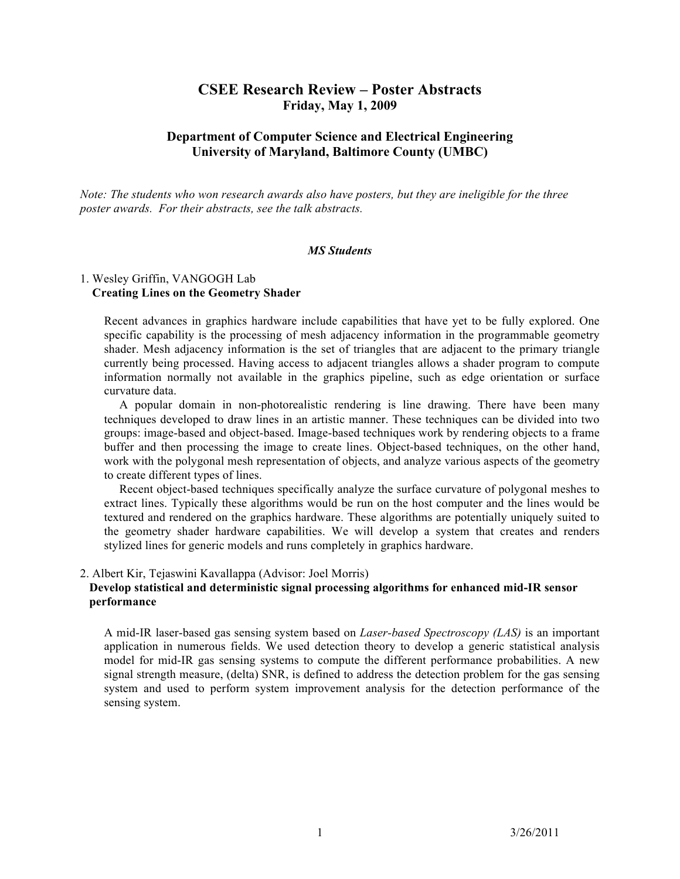# CSEE Research Review – Poster Abstracts

**Friday, May 1, 2009**

**Department of Computer Science and Electrical Engineering**
**University of Maryland, Baltimore County (UMBC)**

*Note: The students who won research awards also have posters, but they are ineligible for the three poster awards. For their abstracts, see the talk abstracts.*

## *MS Students*

1. Wesley Griffin, VANGOGH Lab
**Creating Lines on the Geometry Shader**

Recent advances in graphics hardware include capabilities that have yet to be fully explored. One specific capability is the processing of mesh adjacency information in the programmable geometry shader. Mesh adjacency information is the set of triangles that are adjacent to the primary triangle currently being processed. Having access to adjacent triangles allows a shader program to compute information normally not available in the graphics pipeline, such as edge orientation or surface curvature data.

A popular domain in non-photorealistic rendering is line drawing. There have been many techniques developed to draw lines in an artistic manner. These techniques can be divided into two groups: image-based and object-based. Image-based techniques work by rendering objects to a frame buffer and then processing the image to create lines. Object-based techniques, on the other hand, work with the polygonal mesh representation of objects, and analyze various aspects of the geometry to create different types of lines.

Recent object-based techniques specifically analyze the surface curvature of polygonal meshes to extract lines. Typically these algorithms would be run on the host computer and the lines would be textured and rendered on the graphics hardware. These algorithms are potentially uniquely suited to the geometry shader hardware capabilities. We will develop a system that creates and renders stylized lines for generic models and runs completely in graphics hardware.

2. Albert Kir, Tejaswini Kavallappa (Advisor: Joel Morris)
**Develop statistical and deterministic signal processing algorithms for enhanced mid-IR sensor performance**

A mid-IR laser-based gas sensing system based on *Laser-based Spectroscopy (LAS)* is an important application in numerous fields. We used detection theory to develop a generic statistical analysis model for mid-IR gas sensing systems to compute the different performance probabilities. A new signal strength measure, (delta) SNR, is defined to address the detection problem for the gas sensing system and used to perform system improvement analysis for the detection performance of the sensing system.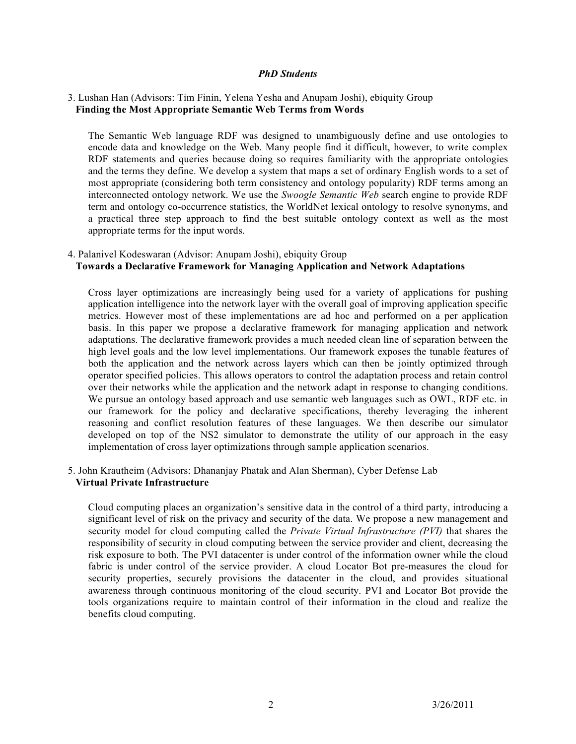***PhD Students***

3. Lushan Han (Advisors: Tim Finin, Yelena Yesha and Anupam Joshi), ebiquity Group
   **Finding the Most Appropriate Semantic Web Terms from Words**

   The Semantic Web language RDF was designed to unambiguously define and use ontologies to encode data and knowledge on the Web. Many people find it difficult, however, to write complex RDF statements and queries because doing so requires familiarity with the appropriate ontologies and the terms they define. We develop a system that maps a set of ordinary English words to a set of most appropriate (considering both term consistency and ontology popularity) RDF terms among an interconnected ontology network. We use the *Swoogle Semantic Web* search engine to provide RDF term and ontology co-occurrence statistics, the WorldNet lexical ontology to resolve synonyms, and a practical three step approach to find the best suitable ontology context as well as the most appropriate terms for the input words.

4. Palanivel Kodeswaran (Advisor: Anupam Joshi), ebiquity Group
   **Towards a Declarative Framework for Managing Application and Network Adaptations**

   Cross layer optimizations are increasingly being used for a variety of applications for pushing application intelligence into the network layer with the overall goal of improving application specific metrics. However most of these implementations are ad hoc and performed on a per application basis. In this paper we propose a declarative framework for managing application and network adaptations. The declarative framework provides a much needed clean line of separation between the high level goals and the low level implementations. Our framework exposes the tunable features of both the application and the network across layers which can then be jointly optimized through operator specified policies. This allows operators to control the adaptation process and retain control over their networks while the application and the network adapt in response to changing conditions. We pursue an ontology based approach and use semantic web languages such as OWL, RDF etc. in our framework for the policy and declarative specifications, thereby leveraging the inherent reasoning and conflict resolution features of these languages. We then describe our simulator developed on top of the NS2 simulator to demonstrate the utility of our approach in the easy implementation of cross layer optimizations through sample application scenarios.

5. John Krautheim (Advisors: Dhananjay Phatak and Alan Sherman), Cyber Defense Lab
   **Virtual Private Infrastructure**

   Cloud computing places an organization's sensitive data in the control of a third party, introducing a significant level of risk on the privacy and security of the data. We propose a new management and security model for cloud computing called the *Private Virtual Infrastructure (PVI)* that shares the responsibility of security in cloud computing between the service provider and client, decreasing the risk exposure to both. The PVI datacenter is under control of the information owner while the cloud fabric is under control of the service provider. A cloud Locator Bot pre-measures the cloud for security properties, securely provisions the datacenter in the cloud, and provides situational awareness through continuous monitoring of the cloud security. PVI and Locator Bot provide the tools organizations require to maintain control of their information in the cloud and realize the benefits cloud computing.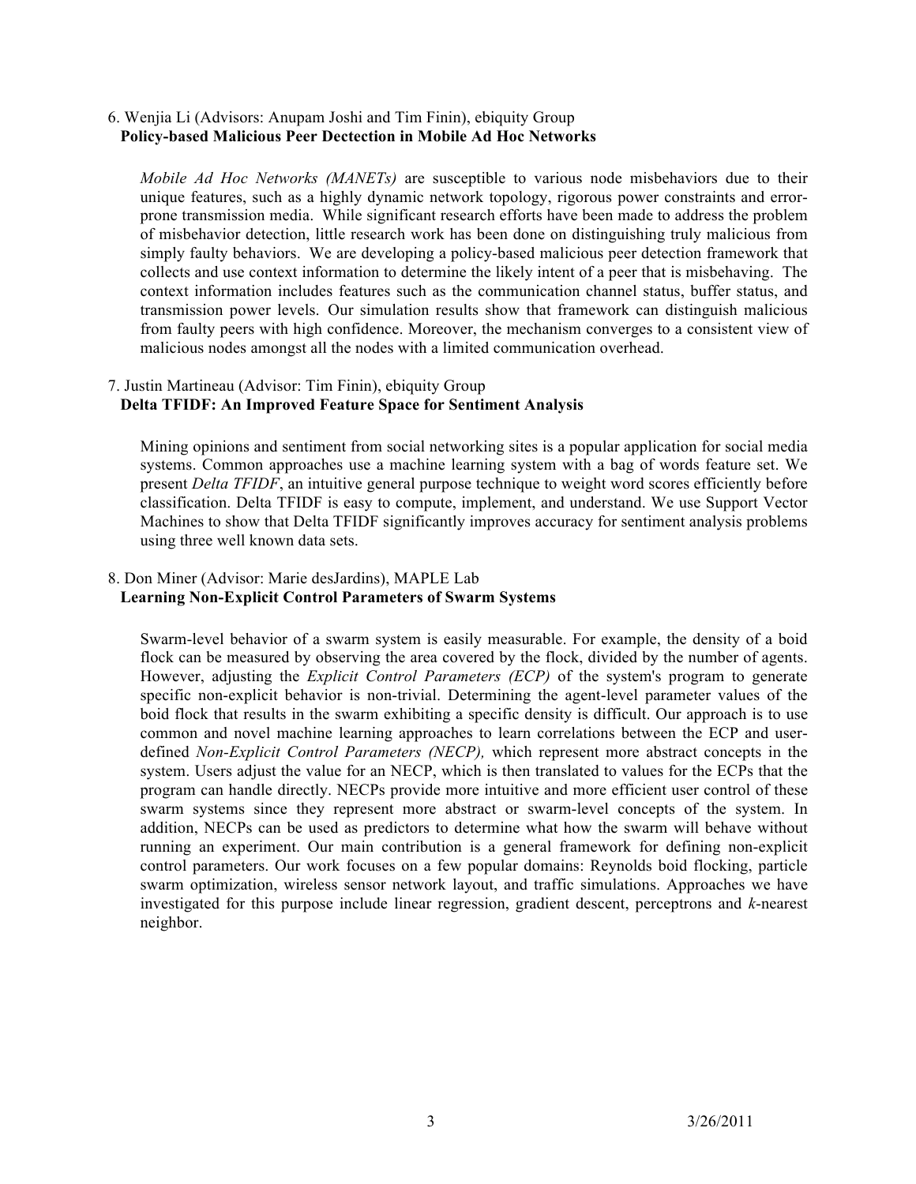6. Wenjia Li (Advisors: Anupam Joshi and Tim Finin), ebiquity Group
**Policy-based Malicious Peer Dectection in Mobile Ad Hoc Networks**

*Mobile Ad Hoc Networks (MANETs)* are susceptible to various node misbehaviors due to their unique features, such as a highly dynamic network topology, rigorous power constraints and error-prone transmission media. While significant research efforts have been made to address the problem of misbehavior detection, little research work has been done on distinguishing truly malicious from simply faulty behaviors. We are developing a policy-based malicious peer detection framework that collects and use context information to determine the likely intent of a peer that is misbehaving. The context information includes features such as the communication channel status, buffer status, and transmission power levels. Our simulation results show that framework can distinguish malicious from faulty peers with high confidence. Moreover, the mechanism converges to a consistent view of malicious nodes amongst all the nodes with a limited communication overhead.

7. Justin Martineau (Advisor: Tim Finin), ebiquity Group
**Delta TFIDF: An Improved Feature Space for Sentiment Analysis**

Mining opinions and sentiment from social networking sites is a popular application for social media systems. Common approaches use a machine learning system with a bag of words feature set. We present *Delta TFIDF*, an intuitive general purpose technique to weight word scores efficiently before classification. Delta TFIDF is easy to compute, implement, and understand. We use Support Vector Machines to show that Delta TFIDF significantly improves accuracy for sentiment analysis problems using three well known data sets.

8. Don Miner (Advisor: Marie desJardins), MAPLE Lab
**Learning Non-Explicit Control Parameters of Swarm Systems**

Swarm-level behavior of a swarm system is easily measurable. For example, the density of a boid flock can be measured by observing the area covered by the flock, divided by the number of agents. However, adjusting the *Explicit Control Parameters (ECP)* of the system's program to generate specific non-explicit behavior is non-trivial. Determining the agent-level parameter values of the boid flock that results in the swarm exhibiting a specific density is difficult. Our approach is to use common and novel machine learning approaches to learn correlations between the ECP and user-defined *Non-Explicit Control Parameters (NECP),* which represent more abstract concepts in the system. Users adjust the value for an NECP, which is then translated to values for the ECPs that the program can handle directly. NECPs provide more intuitive and more efficient user control of these swarm systems since they represent more abstract or swarm-level concepts of the system. In addition, NECPs can be used as predictors to determine what how the swarm will behave without running an experiment. Our main contribution is a general framework for defining non-explicit control parameters. Our work focuses on a few popular domains: Reynolds boid flocking, particle swarm optimization, wireless sensor network layout, and traffic simulations. Approaches we have investigated for this purpose include linear regression, gradient descent, perceptrons and *k*-nearest neighbor.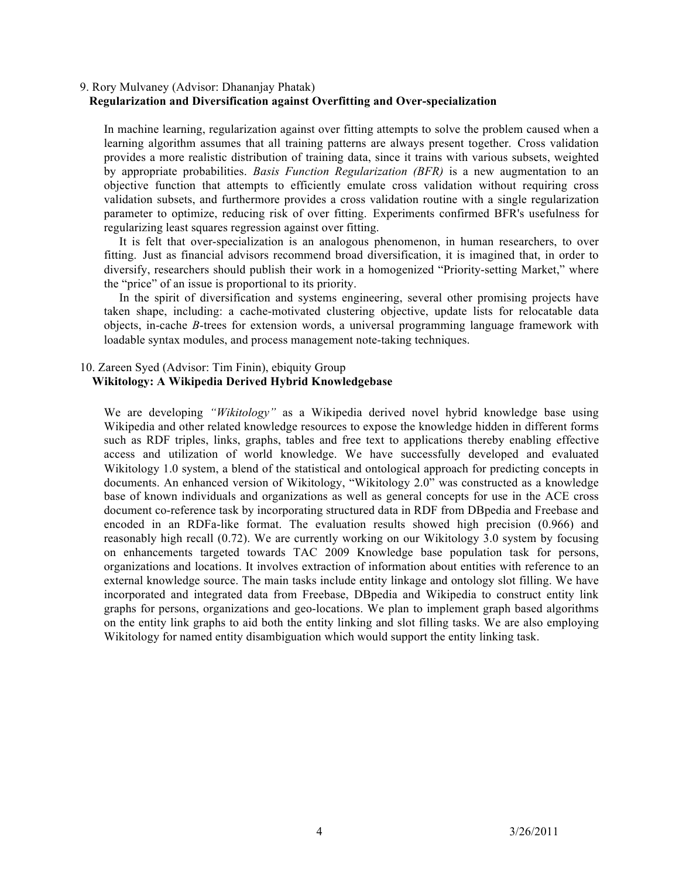9. Rory Mulvaney (Advisor: Dhananjay Phatak)

**Regularization and Diversification against Overfitting and Over-specialization**

In machine learning, regularization against over fitting attempts to solve the problem caused when a learning algorithm assumes that all training patterns are always present together. Cross validation provides a more realistic distribution of training data, since it trains with various subsets, weighted by appropriate probabilities. *Basis Function Regularization (BFR)* is a new augmentation to an objective function that attempts to efficiently emulate cross validation without requiring cross validation subsets, and furthermore provides a cross validation routine with a single regularization parameter to optimize, reducing risk of over fitting. Experiments confirmed BFR's usefulness for regularizing least squares regression against over fitting.

It is felt that over-specialization is an analogous phenomenon, in human researchers, to over fitting. Just as financial advisors recommend broad diversification, it is imagined that, in order to diversify, researchers should publish their work in a homogenized "Priority-setting Market," where the "price" of an issue is proportional to its priority.

In the spirit of diversification and systems engineering, several other promising projects have taken shape, including: a cache-motivated clustering objective, update lists for relocatable data objects, in-cache *B*-trees for extension words, a universal programming language framework with loadable syntax modules, and process management note-taking techniques.

10. Zareen Syed (Advisor: Tim Finin), ebiquity Group

**Wikitology: A Wikipedia Derived Hybrid Knowledgebase**

We are developing *"Wikitology"* as a Wikipedia derived novel hybrid knowledge base using Wikipedia and other related knowledge resources to expose the knowledge hidden in different forms such as RDF triples, links, graphs, tables and free text to applications thereby enabling effective access and utilization of world knowledge. We have successfully developed and evaluated Wikitology 1.0 system, a blend of the statistical and ontological approach for predicting concepts in documents. An enhanced version of Wikitology, "Wikitology 2.0" was constructed as a knowledge base of known individuals and organizations as well as general concepts for use in the ACE cross document co-reference task by incorporating structured data in RDF from DBpedia and Freebase and encoded in an RDFa-like format. The evaluation results showed high precision (0.966) and reasonably high recall (0.72). We are currently working on our Wikitology 3.0 system by focusing on enhancements targeted towards TAC 2009 Knowledge base population task for persons, organizations and locations. It involves extraction of information about entities with reference to an external knowledge source. The main tasks include entity linkage and ontology slot filling. We have incorporated and integrated data from Freebase, DBpedia and Wikipedia to construct entity link graphs for persons, organizations and geo-locations. We plan to implement graph based algorithms on the entity link graphs to aid both the entity linking and slot filling tasks. We are also employing Wikitology for named entity disambiguation which would support the entity linking task.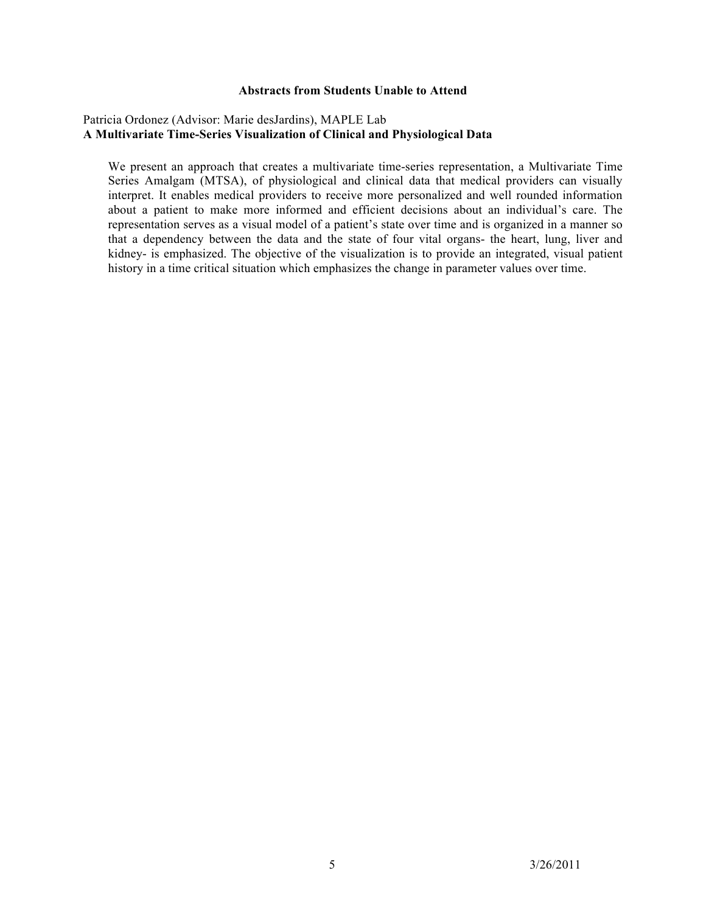### Abstracts from Students Unable to Attend

Patricia Ordonez (Advisor: Marie desJardins), MAPLE Lab

**A Multivariate Time-Series Visualization of Clinical and Physiological Data**

We present an approach that creates a multivariate time-series representation, a Multivariate Time Series Amalgam (MTSA), of physiological and clinical data that medical providers can visually interpret. It enables medical providers to receive more personalized and well rounded information about a patient to make more informed and efficient decisions about an individual's care. The representation serves as a visual model of a patient's state over time and is organized in a manner so that a dependency between the data and the state of four vital organs- the heart, lung, liver and kidney- is emphasized. The objective of the visualization is to provide an integrated, visual patient history in a time critical situation which emphasizes the change in parameter values over time.